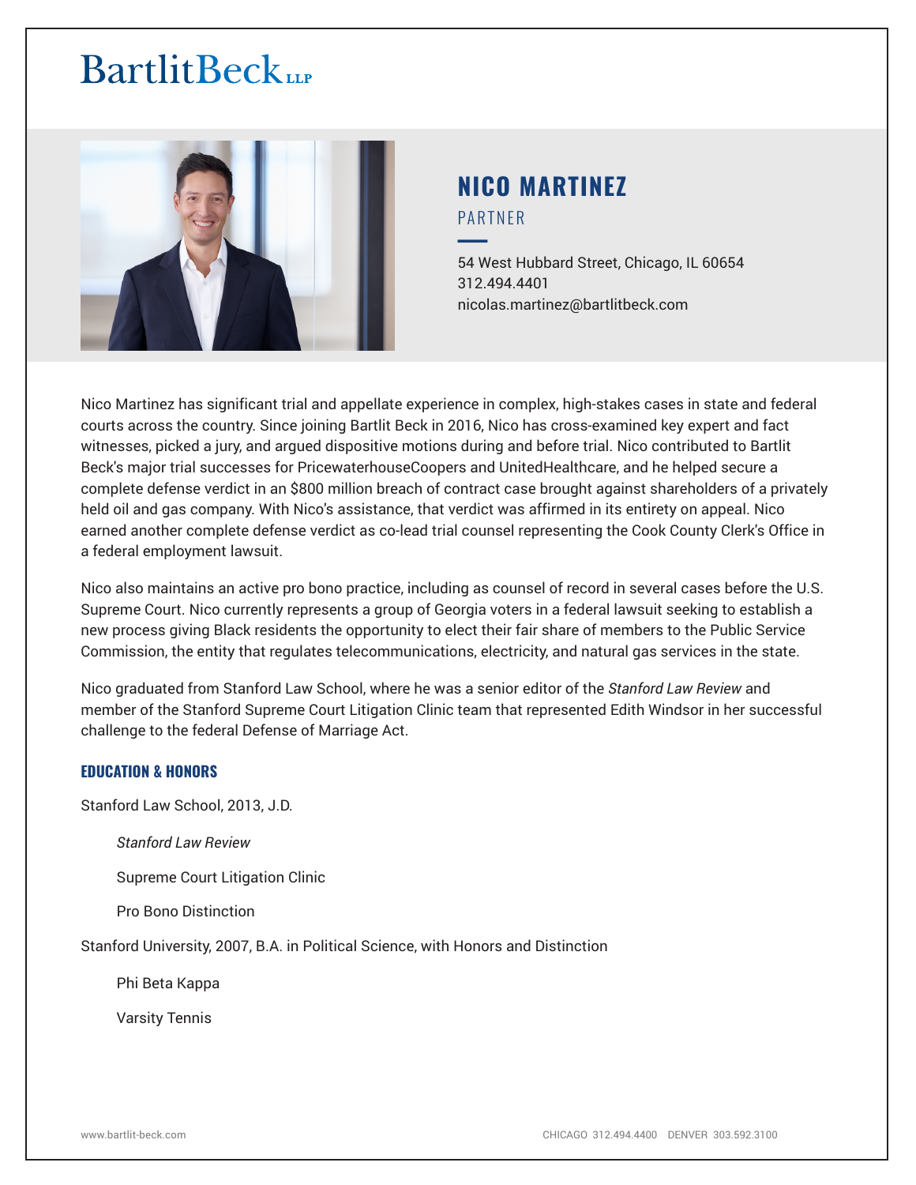# BartlitBeck LLP

## NICO MARTINEZ

PARTNER

54 West Hubbard Street, Chicago, IL 60654
312.494.4401
nicolas.martinez@bartlitbeck.com

Nico Martinez has significant trial and appellate experience in complex, high-stakes cases in state and federal courts across the country. Since joining Bartlit Beck in 2016, Nico has cross-examined key expert and fact witnesses, picked a jury, and argued dispositive motions during and before trial. Nico contributed to Bartlit Beck's major trial successes for PricewaterhouseCoopers and UnitedHealthcare, and he helped secure a complete defense verdict in an $800 million breach of contract case brought against shareholders of a privately held oil and gas company. With Nico's assistance, that verdict was affirmed in its entirety on appeal. Nico earned another complete defense verdict as co-lead trial counsel representing the Cook County Clerk's Office in a federal employment lawsuit.

Nico also maintains an active pro bono practice, including as counsel of record in several cases before the U.S. Supreme Court. Nico currently represents a group of Georgia voters in a federal lawsuit seeking to establish a new process giving Black residents the opportunity to elect their fair share of members to the Public Service Commission, the entity that regulates telecommunications, electricity, and natural gas services in the state.

Nico graduated from Stanford Law School, where he was a senior editor of the *Stanford Law Review* and member of the Stanford Supreme Court Litigation Clinic team that represented Edith Windsor in her successful challenge to the federal Defense of Marriage Act.

### EDUCATION & HONORS

Stanford Law School, 2013, J.D.

- *Stanford Law Review*
- Supreme Court Litigation Clinic
- Pro Bono Distinction

Stanford University, 2007, B.A. in Political Science, with Honors and Distinction

- Phi Beta Kappa
- Varsity Tennis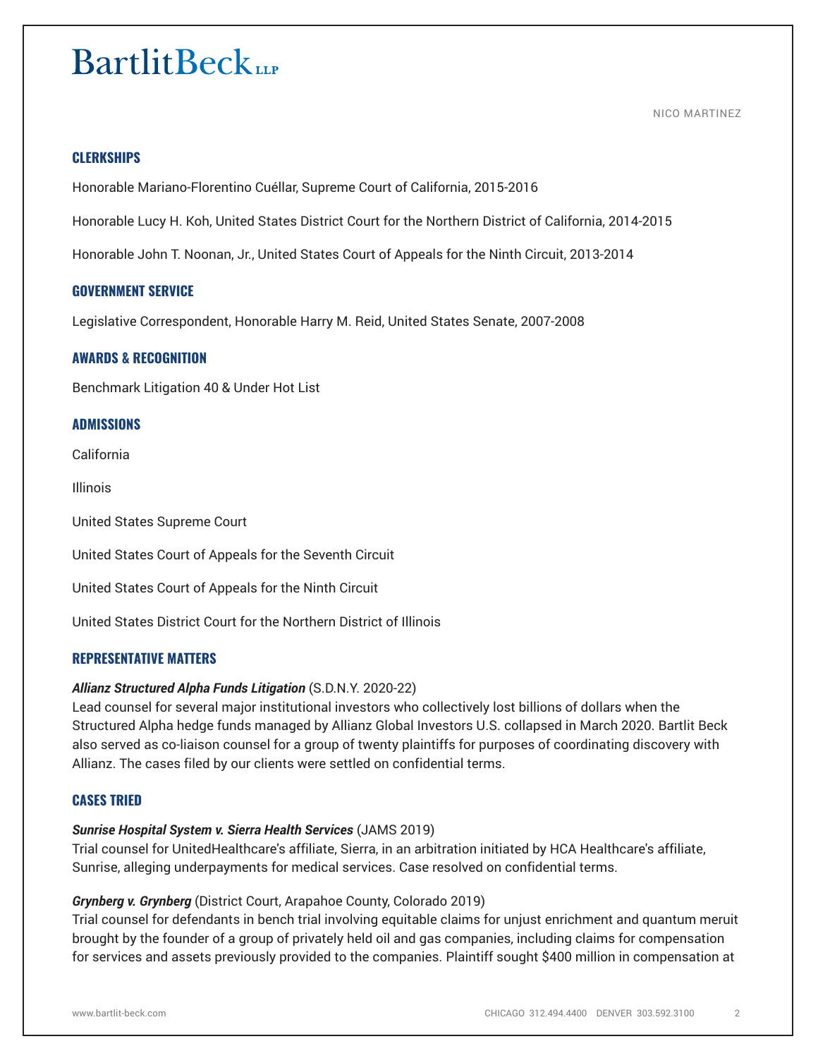## CLERKSHIPS

Honorable Mariano-Florentino Cuéllar, Supreme Court of California, 2015-2016

Honorable Lucy H. Koh, United States District Court for the Northern District of California, 2014-2015

Honorable John T. Noonan, Jr., United States Court of Appeals for the Ninth Circuit, 2013-2014

## GOVERNMENT SERVICE

Legislative Correspondent, Honorable Harry M. Reid, United States Senate, 2007-2008

## AWARDS & RECOGNITION

Benchmark Litigation 40 & Under Hot List

## ADMISSIONS

California

Illinois

United States Supreme Court

United States Court of Appeals for the Seventh Circuit

United States Court of Appeals for the Ninth Circuit

United States District Court for the Northern District of Illinois

## REPRESENTATIVE MATTERS

***Allianz Structured Alpha Funds Litigation*** (S.D.N.Y. 2020-22)
Lead counsel for several major institutional investors who collectively lost billions of dollars when the Structured Alpha hedge funds managed by Allianz Global Investors U.S. collapsed in March 2020. Bartlit Beck also served as co-liaison counsel for a group of twenty plaintiffs for purposes of coordinating discovery with Allianz. The cases filed by our clients were settled on confidential terms.

## CASES TRIED

***Sunrise Hospital System v. Sierra Health Services*** (JAMS 2019)
Trial counsel for UnitedHealthcare's affiliate, Sierra, in an arbitration initiated by HCA Healthcare's affiliate, Sunrise, alleging underpayments for medical services. Case resolved on confidential terms.

***Grynberg v. Grynberg*** (District Court, Arapahoe County, Colorado 2019)
Trial counsel for defendants in bench trial involving equitable claims for unjust enrichment and quantum meruit brought by the founder of a group of privately held oil and gas companies, including claims for compensation for services and assets previously provided to the companies. Plaintiff sought $400 million in compensation at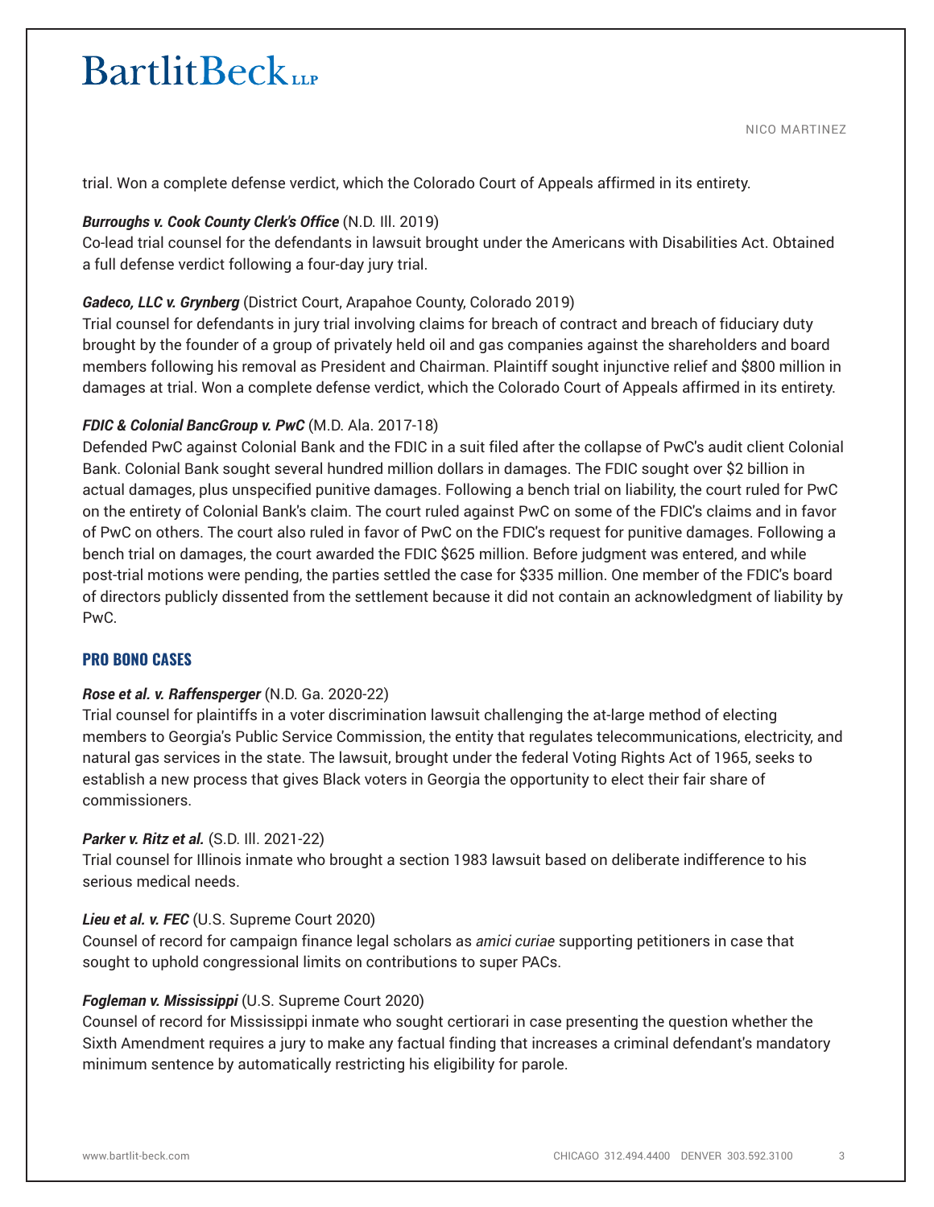trial. Won a complete defense verdict, which the Colorado Court of Appeals affirmed in its entirety.

***Burroughs v. Cook County Clerk's Office*** (N.D. Ill. 2019)
Co-lead trial counsel for the defendants in lawsuit brought under the Americans with Disabilities Act. Obtained a full defense verdict following a four-day jury trial.

***Gadeco, LLC v. Grynberg*** (District Court, Arapahoe County, Colorado 2019)
Trial counsel for defendants in jury trial involving claims for breach of contract and breach of fiduciary duty brought by the founder of a group of privately held oil and gas companies against the shareholders and board members following his removal as President and Chairman. Plaintiff sought injunctive relief and $800 million in damages at trial. Won a complete defense verdict, which the Colorado Court of Appeals affirmed in its entirety.

***FDIC & Colonial BancGroup v. PwC*** (M.D. Ala. 2017-18)
Defended PwC against Colonial Bank and the FDIC in a suit filed after the collapse of PwC's audit client Colonial Bank. Colonial Bank sought several hundred million dollars in damages. The FDIC sought over $2 billion in actual damages, plus unspecified punitive damages. Following a bench trial on liability, the court ruled for PwC on the entirety of Colonial Bank's claim. The court ruled against PwC on some of the FDIC's claims and in favor of PwC on others. The court also ruled in favor of PwC on the FDIC's request for punitive damages. Following a bench trial on damages, the court awarded the FDIC $625 million. Before judgment was entered, and while post-trial motions were pending, the parties settled the case for $335 million. One member of the FDIC's board of directors publicly dissented from the settlement because it did not contain an acknowledgment of liability by PwC.

## PRO BONO CASES

***Rose et al. v. Raffensperger*** (N.D. Ga. 2020-22)
Trial counsel for plaintiffs in a voter discrimination lawsuit challenging the at-large method of electing members to Georgia's Public Service Commission, the entity that regulates telecommunications, electricity, and natural gas services in the state. The lawsuit, brought under the federal Voting Rights Act of 1965, seeks to establish a new process that gives Black voters in Georgia the opportunity to elect their fair share of commissioners.

***Parker v. Ritz et al.*** (S.D. Ill. 2021-22)
Trial counsel for Illinois inmate who brought a section 1983 lawsuit based on deliberate indifference to his serious medical needs.

***Lieu et al. v. FEC*** (U.S. Supreme Court 2020)
Counsel of record for campaign finance legal scholars as *amici curiae* supporting petitioners in case that sought to uphold congressional limits on contributions to super PACs.

***Fogleman v. Mississippi*** (U.S. Supreme Court 2020)
Counsel of record for Mississippi inmate who sought certiorari in case presenting the question whether the Sixth Amendment requires a jury to make any factual finding that increases a criminal defendant's mandatory minimum sentence by automatically restricting his eligibility for parole.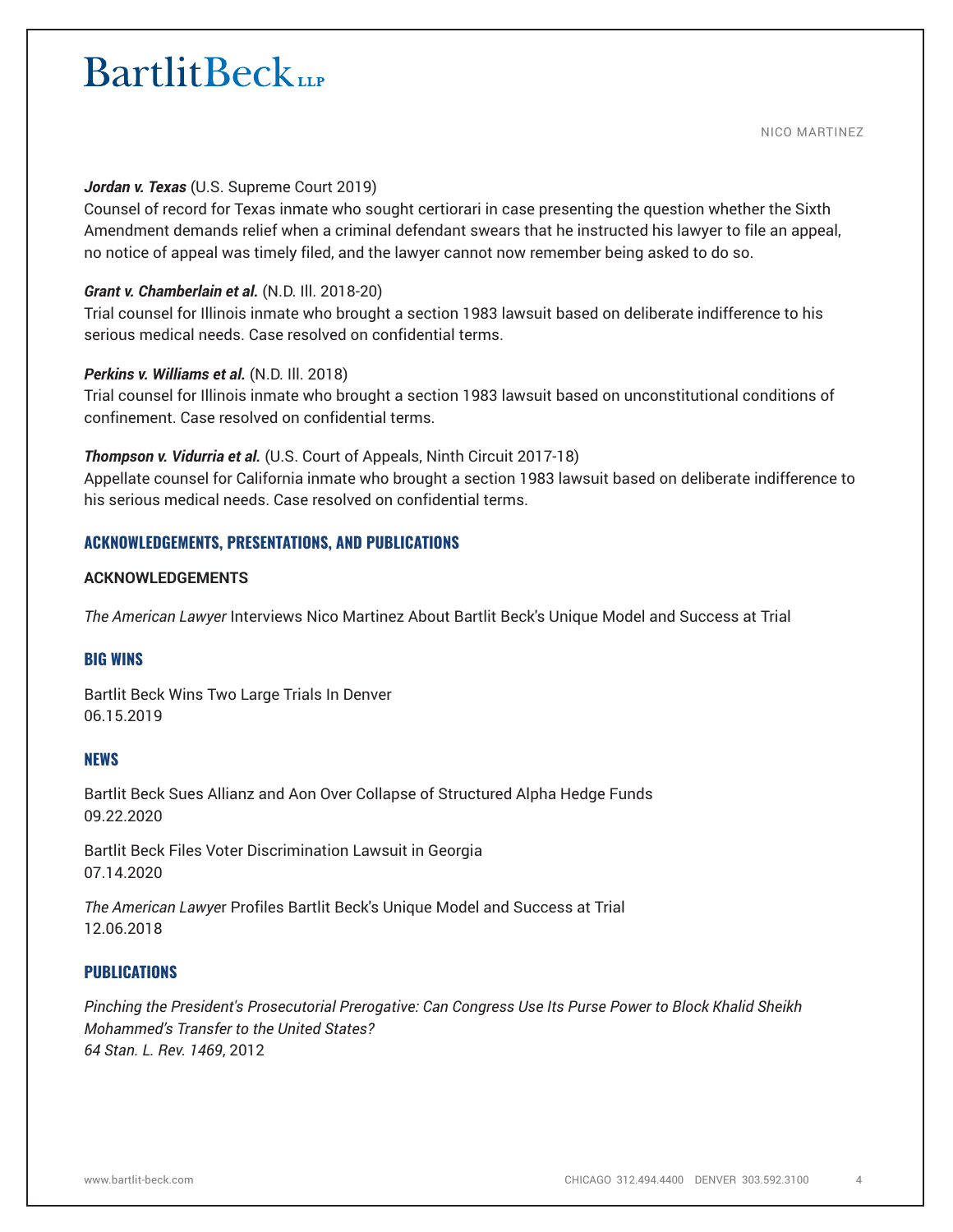***Jordan v. Texas*** (U.S. Supreme Court 2019)
Counsel of record for Texas inmate who sought certiorari in case presenting the question whether the Sixth Amendment demands relief when a criminal defendant swears that he instructed his lawyer to file an appeal, no notice of appeal was timely filed, and the lawyer cannot now remember being asked to do so.

***Grant v. Chamberlain et al.*** (N.D. Ill. 2018-20)
Trial counsel for Illinois inmate who brought a section 1983 lawsuit based on deliberate indifference to his serious medical needs. Case resolved on confidential terms.

***Perkins v. Williams et al.*** (N.D. Ill. 2018)
Trial counsel for Illinois inmate who brought a section 1983 lawsuit based on unconstitutional conditions of confinement. Case resolved on confidential terms.

***Thompson v. Vidurria et al.*** (U.S. Court of Appeals, Ninth Circuit 2017-18)
Appellate counsel for California inmate who brought a section 1983 lawsuit based on deliberate indifference to his serious medical needs. Case resolved on confidential terms.

## ACKNOWLEDGEMENTS, PRESENTATIONS, AND PUBLICATIONS

### ACKNOWLEDGEMENTS

*The American Lawyer* Interviews Nico Martinez About Bartlit Beck's Unique Model and Success at Trial

## BIG WINS

Bartlit Beck Wins Two Large Trials In Denver
06.15.2019

## NEWS

Bartlit Beck Sues Allianz and Aon Over Collapse of Structured Alpha Hedge Funds
09.22.2020

Bartlit Beck Files Voter Discrimination Lawsuit in Georgia
07.14.2020

*The American Lawye*r Profiles Bartlit Beck's Unique Model and Success at Trial
12.06.2018

## PUBLICATIONS

*Pinching the President's Prosecutorial Prerogative: Can Congress Use Its Purse Power to Block Khalid Sheikh Mohammed's Transfer to the United States?*
*64 Stan. L. Rev. 1469*, 2012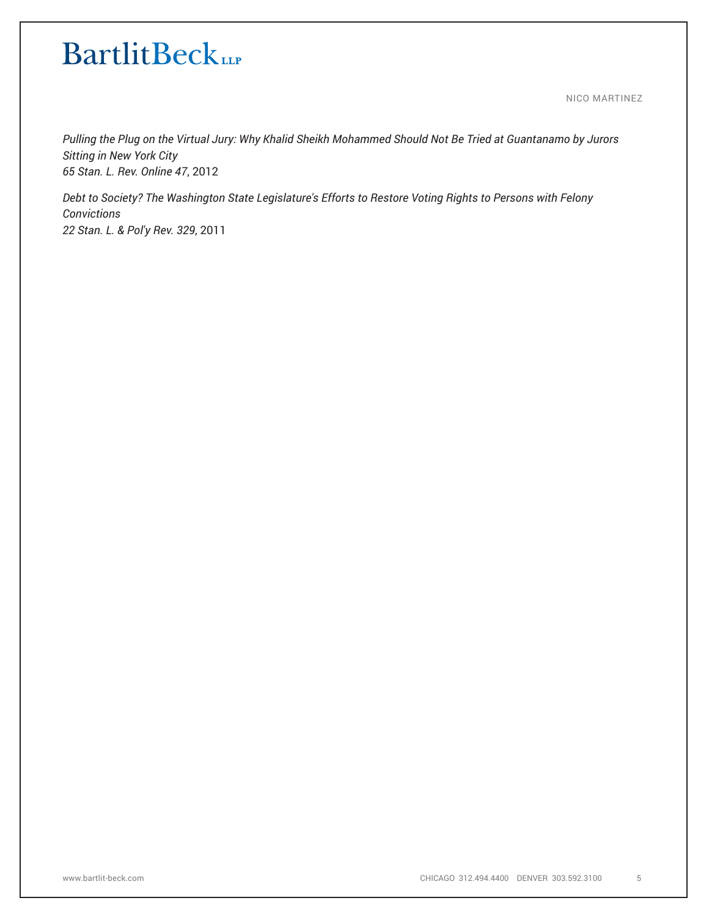*Pulling the Plug on the Virtual Jury: Why Khalid Sheikh Mohammed Should Not Be Tried at Guantanamo by Jurors Sitting in New York City*
*65 Stan. L. Rev. Online 47*, 2012

*Debt to Society? The Washington State Legislature's Efforts to Restore Voting Rights to Persons with Felony Convictions*
*22 Stan. L. & Pol'y Rev. 329*, 2011